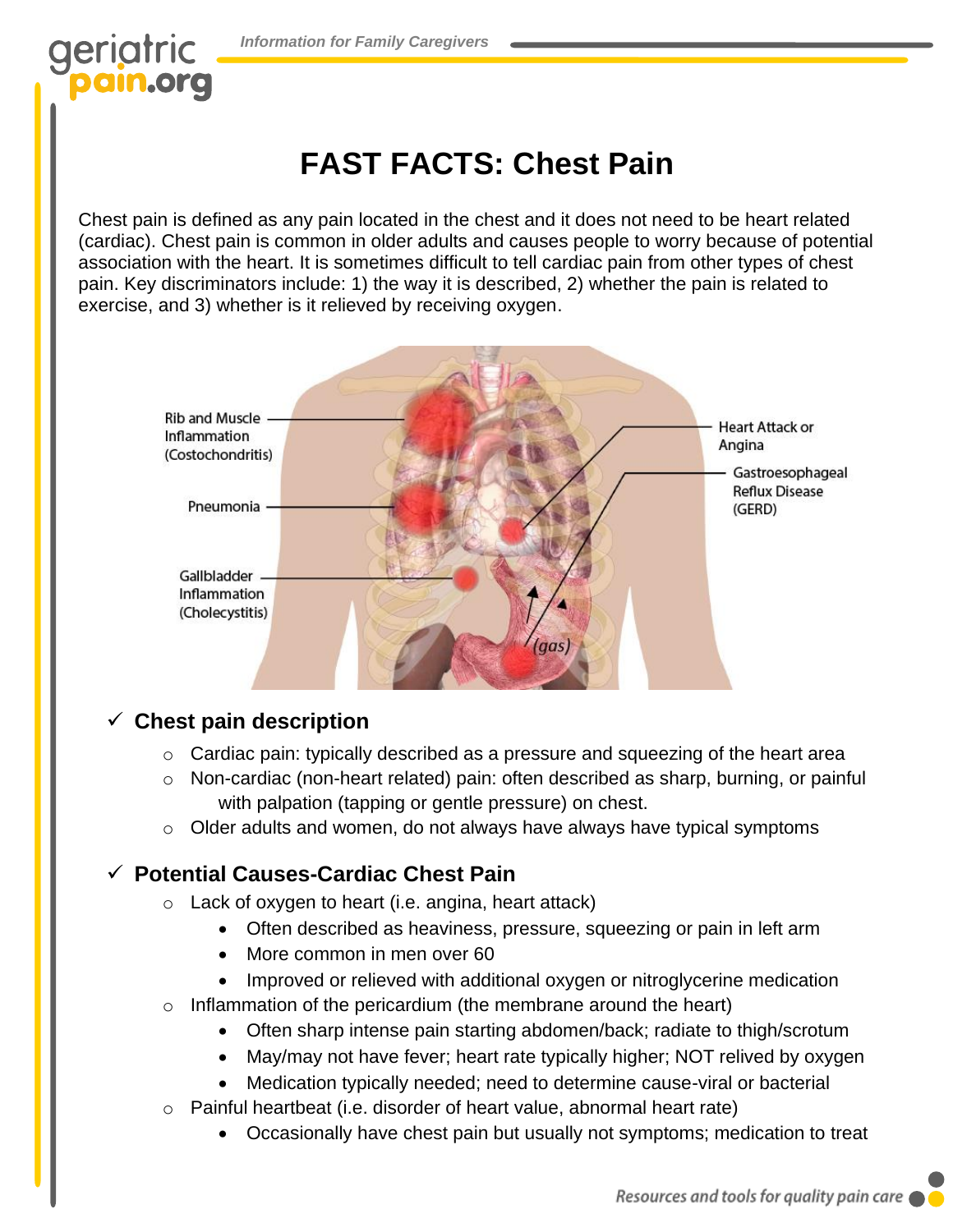# FAST FACTS: Chest Pain

Chest pain is defined as any pain located in the chest and it does not need to be heart related (cardiac). Chest pain is common in older adults and causes people to worry because of potential association with the heart. It is sometimes difficult to tell cardiac pain from other types of chest pain. Key discriminators include: 1) the way it is described, 2) whether the pain is related to exercise, and 3) whether is it relieved by receiving oxygen.

Rib and Muscle Inflammation (Costochondritis)

Pneumonia

Gallbladder Inflammation (Cholecystitis)

Heart Attack or Angina

Gastroesophageal Reflux Disease (GERD)

(gas)

## ✓ Chest pain description

- Cardiac pain: typically described as a pressure and squeezing of the heart area
- Non-cardiac (non-heart related) pain: often described as sharp, burning, or painful with palpation (tapping or gentle pressure) on chest.
- Older adults and women, do not always have always have typical symptoms

## ✓ Potential Causes-Cardiac Chest Pain

- Lack of oxygen to heart (i.e. angina, heart attack)
  - Often described as heaviness, pressure, squeezing or pain in left arm
  - More common in men over 60
  - Improved or relieved with additional oxygen or nitroglycerine medication
- Inflammation of the pericardium (the membrane around the heart)
  - Often sharp intense pain starting abdomen/back; radiate to thigh/scrotum
  - May/may not have fever; heart rate typically higher; NOT relived by oxygen
  - Medication typically needed; need to determine cause-viral or bacterial
- Painful heartbeat (i.e. disorder of heart value, abnormal heart rate)
  - Occasionally have chest pain but usually not symptoms; medication to treat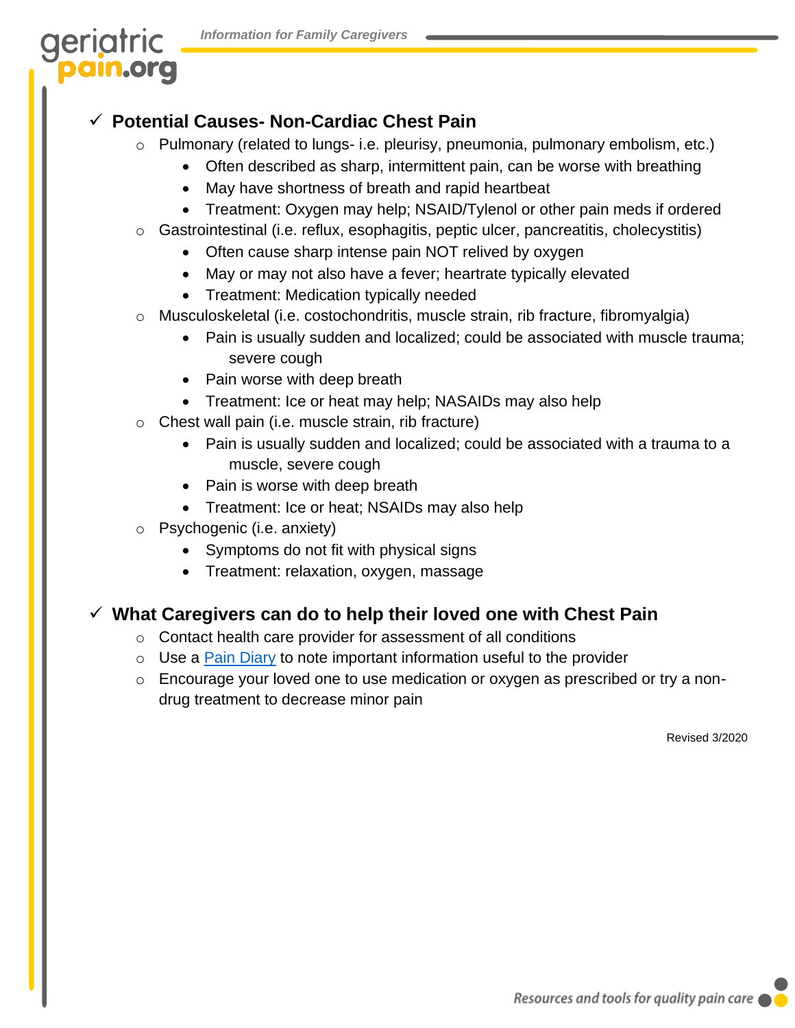## ✓ Potential Causes- Non-Cardiac Chest Pain

- Pulmonary (related to lungs- i.e. pleurisy, pneumonia, pulmonary embolism, etc.)
  - Often described as sharp, intermittent pain, can be worse with breathing
  - May have shortness of breath and rapid heartbeat
  - Treatment: Oxygen may help; NSAID/Tylenol or other pain meds if ordered
- Gastrointestinal (i.e. reflux, esophagitis, peptic ulcer, pancreatitis, cholecystitis)
  - Often cause sharp intense pain NOT relived by oxygen
  - May or may not also have a fever; heartrate typically elevated
  - Treatment: Medication typically needed
- Musculoskeletal (i.e. costochondritis, muscle strain, rib fracture, fibromyalgia)
  - Pain is usually sudden and localized; could be associated with muscle trauma; severe cough
  - Pain worse with deep breath
  - Treatment: Ice or heat may help; NASAIDs may also help
- Chest wall pain (i.e. muscle strain, rib fracture)
  - Pain is usually sudden and localized; could be associated with a trauma to a muscle, severe cough
  - Pain is worse with deep breath
  - Treatment: Ice or heat; NSAIDs may also help
- Psychogenic (i.e. anxiety)
  - Symptoms do not fit with physical signs
  - Treatment: relaxation, oxygen, massage

## ✓ What Caregivers can do to help their loved one with Chest Pain

- Contact health care provider for assessment of all conditions
- Use a Pain Diary to note important information useful to the provider
- Encourage your loved one to use medication or oxygen as prescribed or try a non-drug treatment to decrease minor pain

Revised 3/2020